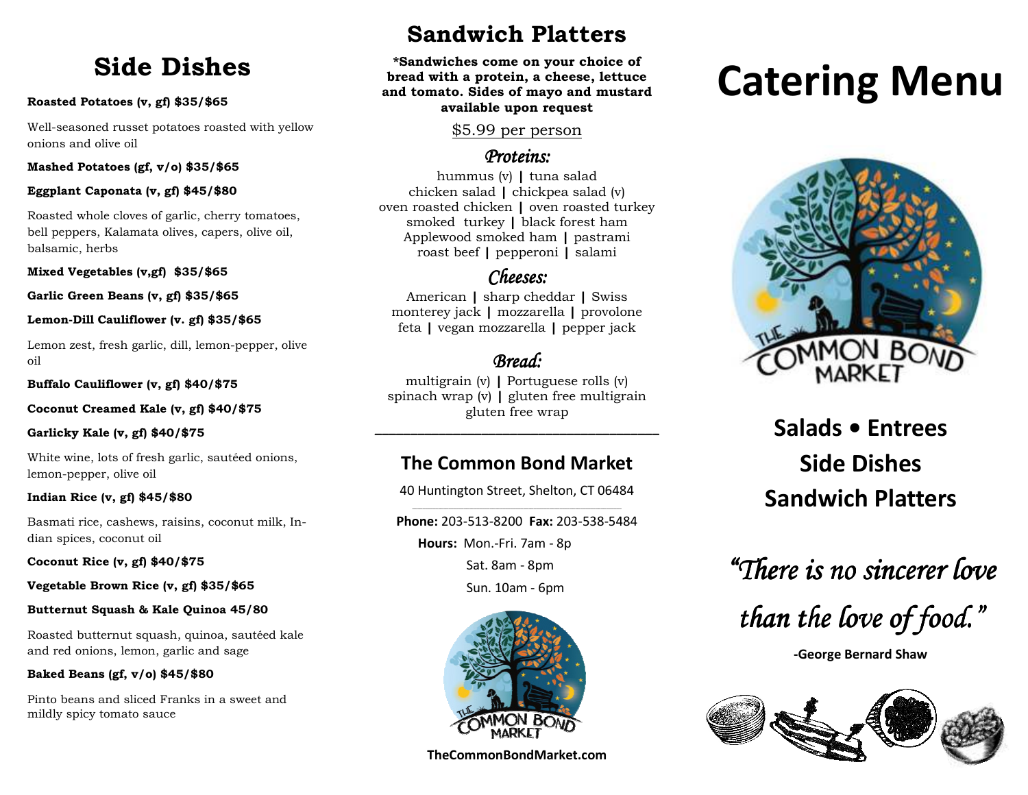## Side Dishes

**Roasted Potatoes (v, gf) $35/$65**

Well-seasoned russet potatoes roasted with yellow onions and olive oil

**Mashed Potatoes (gf, v/o) $35/$65**

**Eggplant Caponata (v, gf) $45/$80**

Roasted whole cloves of garlic, cherry tomatoes, bell peppers, Kalamata olives, capers, olive oil, balsamic, herbs

**Mixed Vegetables (v,gf) $35/$65**

**Garlic Green Beans (v, gf) $35/$65**

**Lemon-Dill Cauliflower (v. gf) $35/$65**

Lemon zest, fresh garlic, dill, lemon-pepper, olive oil

**Buffalo Cauliflower (v, gf) $40/$75**

**Coconut Creamed Kale (v, gf) $40/$75**

**Garlicky Kale (v, gf) $40/$75**

White wine, lots of fresh garlic, sautéed onions, lemon-pepper, olive oil

**Indian Rice (v, gf) $45/$80**

Basmati rice, cashews, raisins, coconut milk, Indian spices, coconut oil

**Coconut Rice (v, gf) $40/$75**

**Vegetable Brown Rice (v, gf) $35/$65**

**Butternut Squash & Kale Quinoa 45/80**

Roasted butternut squash, quinoa, sautéed kale and red onions, lemon, garlic and sage

**Baked Beans (gf, v/o) $45/$80**

Pinto beans and sliced Franks in a sweet and mildly spicy tomato sauce

## Sandwich Platters

**\*Sandwiches come on your choice of bread with a protein, a cheese, lettuce and tomato. Sides of mayo and mustard available upon request**

$5.99 per person

### *Proteins:*

hummus (v) | tuna salad
chicken salad | chickpea salad (v)
oven roasted chicken | oven roasted turkey
smoked turkey | black forest ham
Applewood smoked ham | pastrami
roast beef | pepperoni | salami

### *Cheeses:*

American | sharp cheddar | Swiss
monterey jack | mozzarella | provolone
feta | vegan mozzarella | pepper jack

### *Bread:*

multigrain (v) | Portuguese rolls (v)
spinach wrap (v) | gluten free multigrain
gluten free wrap

---

### The Common Bond Market

40 Huntington Street, Shelton, CT 06484

**Phone:** 203-513-8200 **Fax:** 203-538-5484

**Hours:** Mon.-Fri. 7am - 8p
Sat. 8am - 8pm
Sun. 10am - 6pm

**TheCommonBondMarket.com**

# Catering Menu

**Salads • Entrees**
**Side Dishes**
**Sandwich Platters**

*"There is no sincerer love than the love of food."*

**-George Bernard Shaw**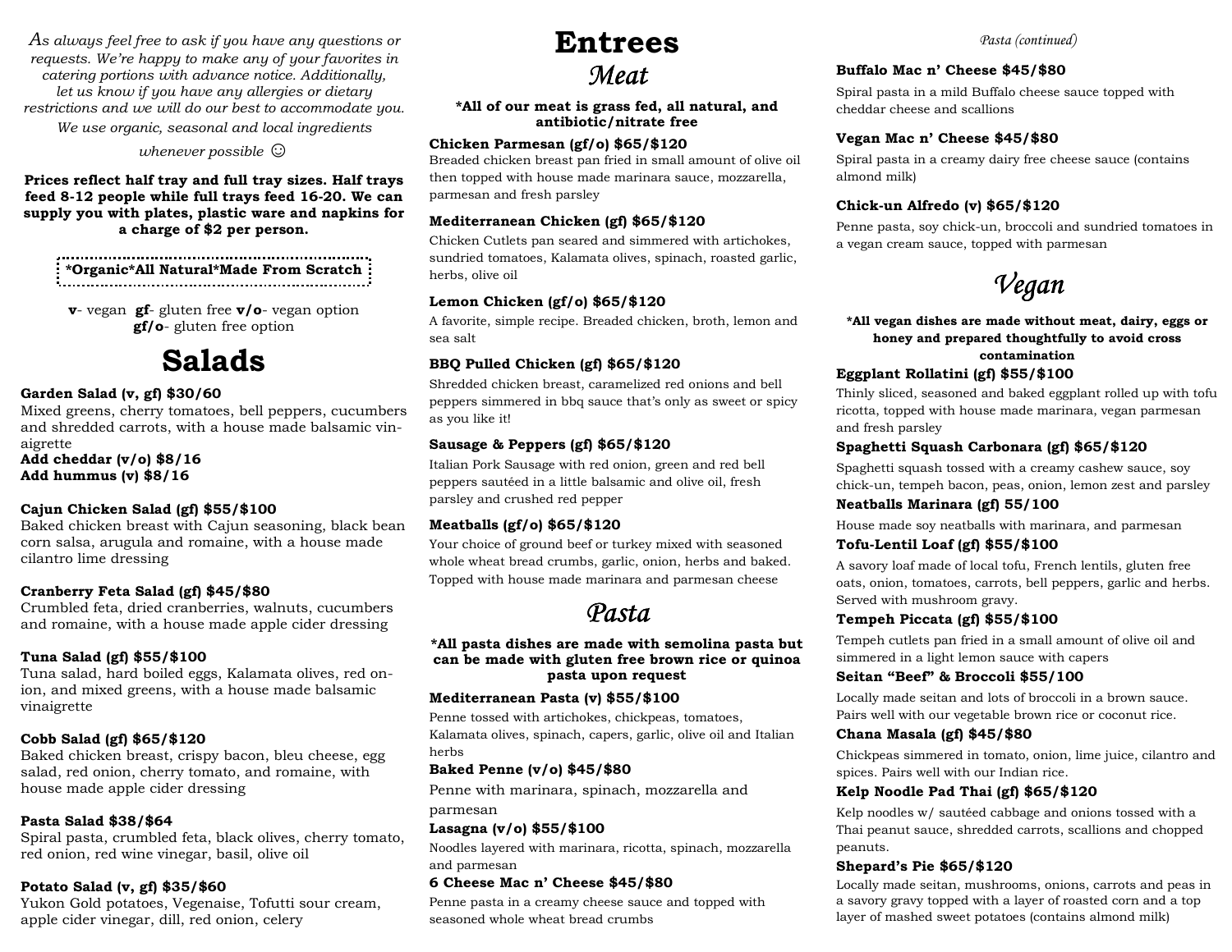*As always feel free to ask if you have any questions or requests. We're happy to make any of your favorites in catering portions with advance notice. Additionally, let us know if you have any allergies or dietary restrictions and we will do our best to accommodate you. We use organic, seasonal and local ingredients whenever possible ☺*

**Prices reflect half tray and full tray sizes. Half trays feed 8-12 people while full trays feed 16-20. We can supply you with plates, plastic ware and napkins for a charge of $2 per person.**

**\*Organic\*All Natural\*Made From Scratch**

**v**- vegan **gf**- gluten free **v/o**- vegan option
**gf/o**- gluten free option

# Salads

**Garden Salad (v, gf) $30/60**
Mixed greens, cherry tomatoes, bell peppers, cucumbers and shredded carrots, with a house made balsamic vinaigrette
**Add cheddar (v/o) $8/16**
**Add hummus (v) $8/16**

**Cajun Chicken Salad (gf) $55/$100**
Baked chicken breast with Cajun seasoning, black bean corn salsa, arugula and romaine, with a house made cilantro lime dressing

**Cranberry Feta Salad (gf) $45/$80**
Crumbled feta, dried cranberries, walnuts, cucumbers and romaine, with a house made apple cider dressing

**Tuna Salad (gf) $55/$100**
Tuna salad, hard boiled eggs, Kalamata olives, red onion, and mixed greens, with a house made balsamic vinaigrette

**Cobb Salad (gf) $65/$120**
Baked chicken breast, crispy bacon, bleu cheese, egg salad, red onion, cherry tomato, and romaine, with house made apple cider dressing

**Pasta Salad $38/$64**
Spiral pasta, crumbled feta, black olives, cherry tomato, red onion, red wine vinegar, basil, olive oil

**Potato Salad (v, gf) $35/$60**
Yukon Gold potatoes, Vegenaise, Tofutti sour cream, apple cider vinegar, dill, red onion, celery

# Entrees

## Meat

**\*All of our meat is grass fed, all natural, and antibiotic/nitrate free**

**Chicken Parmesan (gf/o) $65/$120**
Breaded chicken breast pan fried in small amount of olive oil then topped with house made marinara sauce, mozzarella, parmesan and fresh parsley

**Mediterranean Chicken (gf) $65/$120**
Chicken Cutlets pan seared and simmered with artichokes, sundried tomatoes, Kalamata olives, spinach, roasted garlic, herbs, olive oil

**Lemon Chicken (gf/o) $65/$120**
A favorite, simple recipe. Breaded chicken, broth, lemon and sea salt

**BBQ Pulled Chicken (gf) $65/$120**
Shredded chicken breast, caramelized red onions and bell peppers simmered in bbq sauce that's only as sweet or spicy as you like it!

**Sausage & Peppers (gf) $65/$120**
Italian Pork Sausage with red onion, green and red bell peppers sautéed in a little balsamic and olive oil, fresh parsley and crushed red pepper

**Meatballs (gf/o) $65/$120**
Your choice of ground beef or turkey mixed with seasoned whole wheat bread crumbs, garlic, onion, herbs and baked. Topped with house made marinara and parmesan cheese

## Pasta

**\*All pasta dishes are made with semolina pasta but can be made with gluten free brown rice or quinoa pasta upon request**

**Mediterranean Pasta (v) $55/$100**
Penne tossed with artichokes, chickpeas, tomatoes, Kalamata olives, spinach, capers, garlic, olive oil and Italian herbs

**Baked Penne (v/o) $45/$80**
Penne with marinara, spinach, mozzarella and parmesan

**Lasagna (v/o) $55/$100**
Noodles layered with marinara, ricotta, spinach, mozzarella and parmesan

**6 Cheese Mac n' Cheese $45/$80**
Penne pasta in a creamy cheese sauce and topped with seasoned whole wheat bread crumbs

*Pasta (continued)*

**Buffalo Mac n' Cheese $45/$80**
Spiral pasta in a mild Buffalo cheese sauce topped with cheddar cheese and scallions

**Vegan Mac n' Cheese $45/$80**
Spiral pasta in a creamy dairy free cheese sauce (contains almond milk)

**Chick-un Alfredo (v) $65/$120**
Penne pasta, soy chick-un, broccoli and sundried tomatoes in a vegan cream sauce, topped with parmesan

## Vegan

**\*All vegan dishes are made without meat, dairy, eggs or honey and prepared thoughtfully to avoid cross contamination**

**Eggplant Rollatini (gf) $55/$100**
Thinly sliced, seasoned and baked eggplant rolled up with tofu ricotta, topped with house made marinara, vegan parmesan and fresh parsley

**Spaghetti Squash Carbonara (gf) $65/$120**
Spaghetti squash tossed with a creamy cashew sauce, soy chick-un, tempeh bacon, peas, onion, lemon zest and parsley

**Neatballs Marinara (gf) 55/100**
House made soy neatballs with marinara, and parmesan

**Tofu-Lentil Loaf (gf) $55/$100**
A savory loaf made of local tofu, French lentils, gluten free oats, onion, tomatoes, carrots, bell peppers, garlic and herbs. Served with mushroom gravy.

**Tempeh Piccata (gf) $55/$100**
Tempeh cutlets pan fried in a small amount of olive oil and simmered in a light lemon sauce with capers

**Seitan "Beef" & Broccoli $55/100**
Locally made seitan and lots of broccoli in a brown sauce. Pairs well with our vegetable brown rice or coconut rice.

**Chana Masala (gf) $45/$80**
Chickpeas simmered in tomato, onion, lime juice, cilantro and spices. Pairs well with our Indian rice.

**Kelp Noodle Pad Thai (gf) $65/$120**
Kelp noodles w/ sautéed cabbage and onions tossed with a Thai peanut sauce, shredded carrots, scallions and chopped peanuts.

**Shepard's Pie $65/$120**
Locally made seitan, mushrooms, onions, carrots and peas in a savory gravy topped with a layer of roasted corn and a top layer of mashed sweet potatoes (contains almond milk)